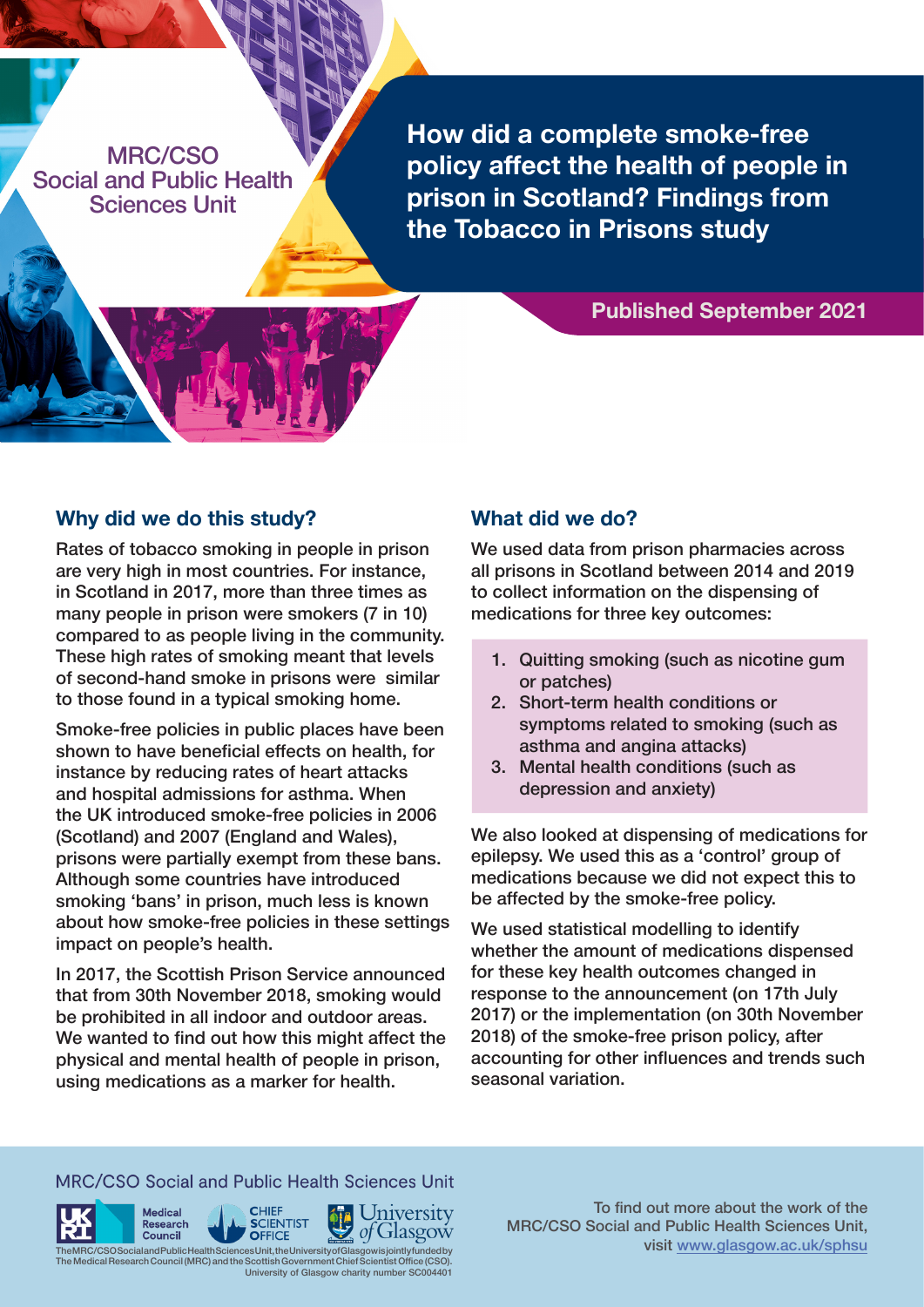MRC/CSO Social and Public Health Sciences Unit

# How did a complete smoke-free policy affect the health of people in prison in Scotland? Findings from the Tobacco in Prisons study

**Published September 2021**

## Why did we do this study?

Rates of tobacco smoking in people in prison are very high in most countries. For instance, in Scotland in 2017, more than three times as many people in prison were smokers (7 in 10) compared to as people living in the community. These high rates of smoking meant that levels of second-hand smoke in prisons were similar to those found in a typical smoking home.

Smoke-free policies in public places have been shown to have beneficial effects on health, for instance by reducing rates of heart attacks and hospital admissions for asthma. When the UK introduced smoke-free policies in 2006 (Scotland) and 2007 (England and Wales), prisons were partially exempt from these bans. Although some countries have introduced smoking 'bans' in prison, much less is known about how smoke-free policies in these settings impact on people's health.

In 2017, the Scottish Prison Service announced that from 30th November 2018, smoking would be prohibited in all indoor and outdoor areas. We wanted to find out how this might affect the physical and mental health of people in prison, using medications as a marker for health.

## What did we do?

We used data from prison pharmacies across all prisons in Scotland between 2014 and 2019 to collect information on the dispensing of medications for three key outcomes:

1. Quitting smoking (such as nicotine gum or patches)
2. Short-term health conditions or symptoms related to smoking (such as asthma and angina attacks)
3. Mental health conditions (such as depression and anxiety)

We also looked at dispensing of medications for epilepsy. We used this as a 'control' group of medications because we did not expect this to be affected by the smoke-free policy.

We used statistical modelling to identify whether the amount of medications dispensed for these key health outcomes changed in response to the announcement (on 17th July 2017) or the implementation (on 30th November 2018) of the smoke-free prison policy, after accounting for other influences and trends such seasonal variation.

MRC/CSO Social and Public Health Sciences Unit

UKRI Medical Research Council | Chief Scientist Office | University of Glasgow

The MRC/CSO Social and Public Health Sciences Unit, the University of Glasgow is jointly funded by The Medical Research Council (MRC) and the Scottish Government Chief Scientist Office (CSO). University of Glasgow charity number SC004401

To find out more about the work of the MRC/CSO Social and Public Health Sciences Unit, visit www.glasgow.ac.uk/sphsu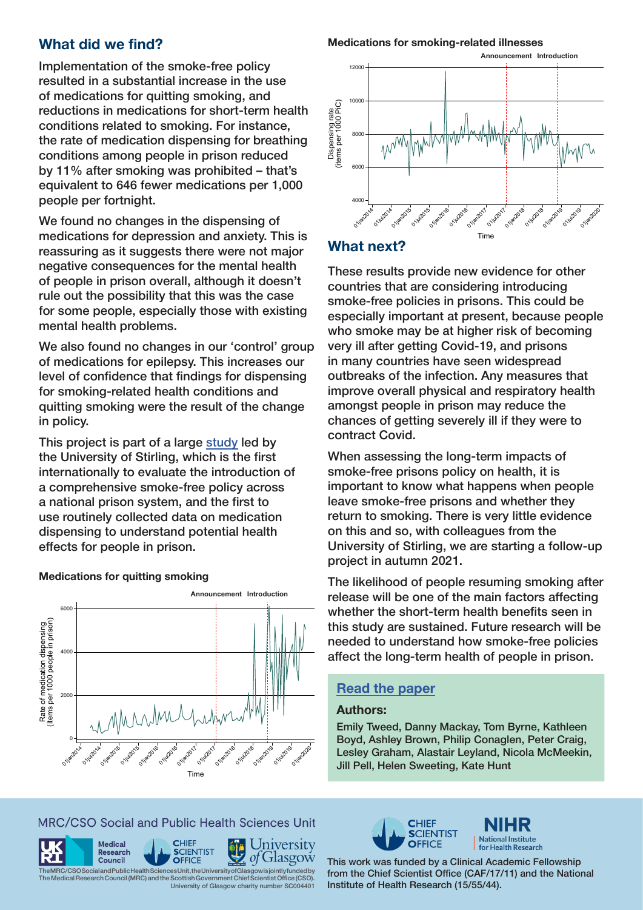## What did we find?

Implementation of the smoke-free policy resulted in a substantial increase in the use of medications for quitting smoking, and reductions in medications for short-term health conditions related to smoking. For instance, the rate of medication dispensing for breathing conditions among people in prison reduced by 11% after smoking was prohibited – that's equivalent to 646 fewer medications per 1,000 people per fortnight.

We found no changes in the dispensing of medications for depression and anxiety. This is reassuring as it suggests there were not major negative consequences for the mental health of people in prison overall, although it doesn't rule out the possibility that this was the case for some people, especially those with existing mental health problems.

We also found no changes in our 'control' group of medications for epilepsy. This increases our level of confidence that findings for dispensing for smoking-related health conditions and quitting smoking were the result of the change in policy.

This project is part of a large study led by the University of Stirling, which is the first internationally to evaluate the introduction of a comprehensive smoke-free policy across a national prison system, and the first to use routinely collected data on medication dispensing to understand potential health effects for people in prison.

**Medications for quitting smoking**

Announcement Introduction

Rate of medication dispensing (items per 1000 people in prison)

6000
4000
2000
0

01jan2014 01jul2014 01jan2015 01jul2015 01jan2016 01jul2016 01jan2017 01jul2017 01jan2018 01jul2018 01jan2019 01jul2019 01jan2020

Time

**Medications for smoking-related illnesses**

Announcement Introduction

Dispensing rate (items per 1000 PiC)

12000
10000
8000
6000
4000

01jan2014 01jul2014 01jan2015 01jul2015 01jan2016 01jul2016 01jan2017 01jul2017 01jan2018 01jul2018 01jan2019 01jul2019 01jan2020

Time

## What next?

These results provide new evidence for other countries that are considering introducing smoke-free policies in prisons. This could be especially important at present, because people who smoke may be at higher risk of becoming very ill after getting Covid-19, and prisons in many countries have seen widespread outbreaks of the infection. Any measures that improve overall physical and respiratory health amongst people in prison may reduce the chances of getting severely ill if they were to contract Covid.

When assessing the long-term impacts of smoke-free prisons policy on health, it is important to know what happens when people leave smoke-free prisons and whether they return to smoking. There is very little evidence on this and so, with colleagues from the University of Stirling, we are starting a follow-up project in autumn 2021.

The likelihood of people resuming smoking after release will be one of the main factors affecting whether the short-term health benefits seen in this study are sustained. Future research will be needed to understand how smoke-free policies affect the long-term health of people in prison.

### Read the paper

**Authors:**

Emily Tweed, Danny Mackay, Tom Byrne, Kathleen Boyd, Ashley Brown, Philip Conaglen, Peter Craig, Lesley Graham, Alastair Leyland, Nicola McMeekin, Jill Pell, Helen Sweeting, Kate Hunt

MRC/CSO Social and Public Health Sciences Unit

The MRC/CSO Social and Public Health Sciences Unit, the University of Glasgow is jointly funded by The Medical Research Council (MRC) and the Scottish Government Chief Scientist Office (CSO). University of Glasgow charity number SC004401

This work was funded by a Clinical Academic Fellowship from the Chief Scientist Office (CAF/17/11) and the National Institute of Health Research (15/55/44).